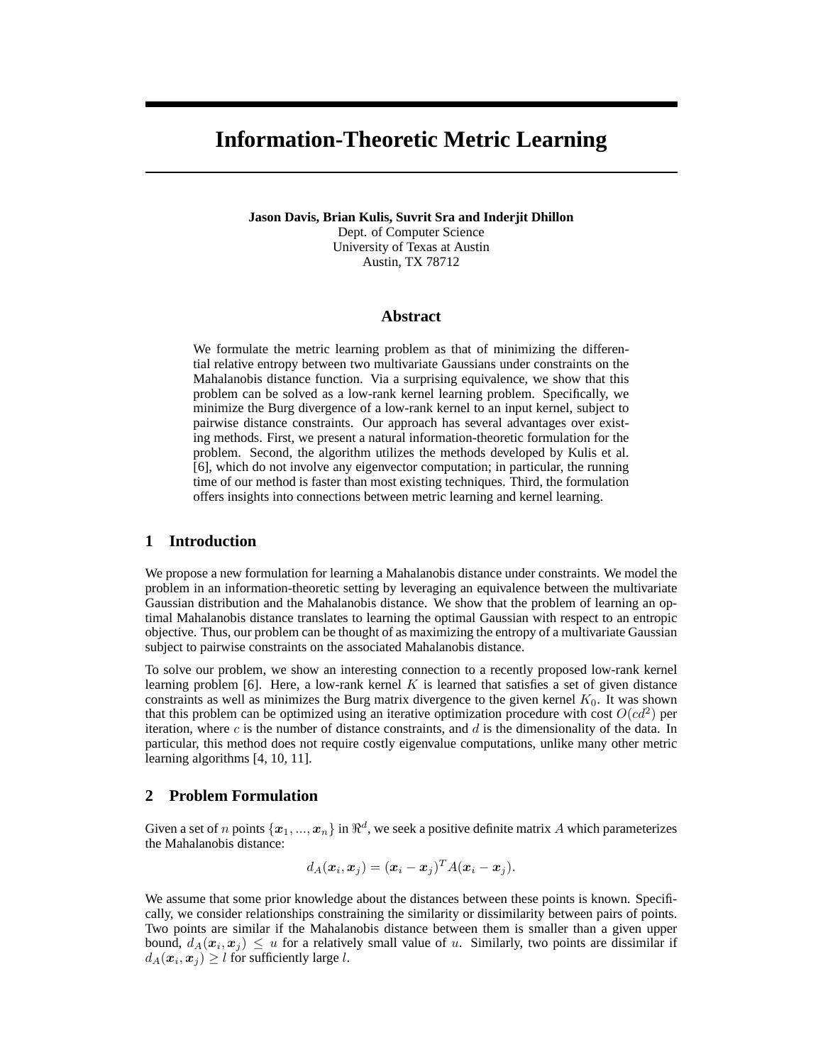# Information-Theoretic Metric Learning

**Jason Davis, Brian Kulis, Suvrit Sra and Inderjit Dhillon**
Dept. of Computer Science
University of Texas at Austin
Austin, TX 78712

## Abstract

We formulate the metric learning problem as that of minimizing the differential relative entropy between two multivariate Gaussians under constraints on the Mahalanobis distance function. Via a surprising equivalence, we show that this problem can be solved as a low-rank kernel learning problem. Specifically, we minimize the Burg divergence of a low-rank kernel to an input kernel, subject to pairwise distance constraints. Our approach has several advantages over existing methods. First, we present a natural information-theoretic formulation for the problem. Second, the algorithm utilizes the methods developed by Kulis et al. [6], which do not involve any eigenvector computation; in particular, the running time of our method is faster than most existing techniques. Third, the formulation offers insights into connections between metric learning and kernel learning.

## 1 Introduction

We propose a new formulation for learning a Mahalanobis distance under constraints. We model the problem in an information-theoretic setting by leveraging an equivalence between the multivariate Gaussian distribution and the Mahalanobis distance. We show that the problem of learning an optimal Mahalanobis distance translates to learning the optimal Gaussian with respect to an entropic objective. Thus, our problem can be thought of as maximizing the entropy of a multivariate Gaussian subject to pairwise constraints on the associated Mahalanobis distance.

To solve our problem, we show an interesting connection to a recently proposed low-rank kernel learning problem [6]. Here, a low-rank kernel $K$ is learned that satisfies a set of given distance constraints as well as minimizes the Burg matrix divergence to the given kernel $K_0$. It was shown that this problem can be optimized using an iterative optimization procedure with cost $O(cd^2)$ per iteration, where $c$ is the number of distance constraints, and $d$ is the dimensionality of the data. In particular, this method does not require costly eigenvalue computations, unlike many other metric learning algorithms [4, 10, 11].

## 2 Problem Formulation

Given a set of $n$ points $\{\boldsymbol{x}_1, ..., \boldsymbol{x}_n\}$ in $\Re^d$, we seek a positive definite matrix $A$ which parameterizes the Mahalanobis distance:

$$d_A(\boldsymbol{x}_i, \boldsymbol{x}_j) = (\boldsymbol{x}_i - \boldsymbol{x}_j)^T A(\boldsymbol{x}_i - \boldsymbol{x}_j).$$

We assume that some prior knowledge about the distances between these points is known. Specifically, we consider relationships constraining the similarity or dissimilarity between pairs of points. Two points are similar if the Mahalanobis distance between them is smaller than a given upper bound, $d_A(\boldsymbol{x}_i, \boldsymbol{x}_j) \leq u$ for a relatively small value of $u$. Similarly, two points are dissimilar if $d_A(\boldsymbol{x}_i, \boldsymbol{x}_j) \geq l$ for sufficiently large $l$.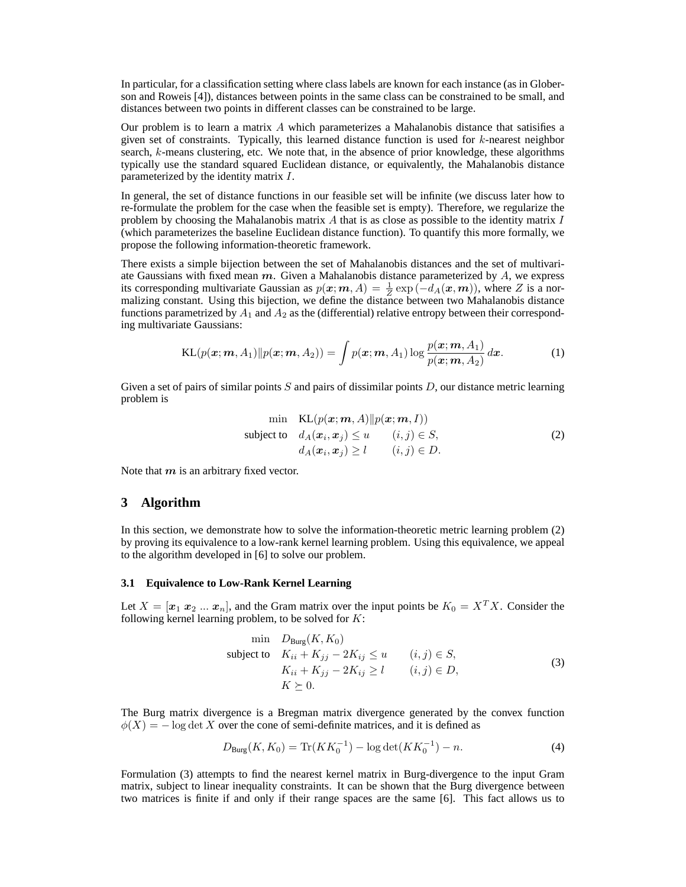In particular, for a classification setting where class labels are known for each instance (as in Globerson and Roweis [4]), distances between points in the same class can be constrained to be small, and distances between two points in different classes can be constrained to be large.

Our problem is to learn a matrix $A$ which parameterizes a Mahalanobis distance that satisifies a given set of constraints. Typically, this learned distance function is used for $k$-nearest neighbor search, $k$-means clustering, etc. We note that, in the absence of prior knowledge, these algorithms typically use the standard squared Euclidean distance, or equivalently, the Mahalanobis distance parameterized by the identity matrix $I$.

In general, the set of distance functions in our feasible set will be infinite (we discuss later how to re-formulate the problem for the case when the feasible set is empty). Therefore, we regularize the problem by choosing the Mahalanobis matrix $A$ that is as close as possible to the identity matrix $I$ (which parameterizes the baseline Euclidean distance function). To quantify this more formally, we propose the following information-theoretic framework.

There exists a simple bijection between the set of Mahalanobis distances and the set of multivariate Gaussians with fixed mean $\boldsymbol{m}$. Given a Mahalanobis distance parameterized by $A$, we express its corresponding multivariate Gaussian as $p(\boldsymbol{x}; \boldsymbol{m}, A) = \frac{1}{Z}\exp\left(-d_A(\boldsymbol{x}, \boldsymbol{m})\right)$, where $Z$ is a normalizing constant. Using this bijection, we define the distance between two Mahalanobis distance functions parametrized by $A_1$ and $A_2$ as the (differential) relative entropy between their corresponding multivariate Gaussians:

$$\mathrm{KL}(p(\boldsymbol{x}; \boldsymbol{m}, A_1) \| p(\boldsymbol{x}; \boldsymbol{m}, A_2)) = \int p(\boldsymbol{x}; \boldsymbol{m}, A_1) \log \frac{p(\boldsymbol{x}; \boldsymbol{m}, A_1)}{p(\boldsymbol{x}; \boldsymbol{m}, A_2)} \, d\boldsymbol{x}. \tag{1}$$

Given a set of pairs of similar points $S$ and pairs of dissimilar points $D$, our distance metric learning problem is

$$\begin{array}{rll} \min & \mathrm{KL}(p(\boldsymbol{x}; \boldsymbol{m}, A) \| p(\boldsymbol{x}; \boldsymbol{m}, I)) & \\ \text{subject to} & d_A(\boldsymbol{x}_i, \boldsymbol{x}_j) \leq u & (i,j) \in S, \\ & d_A(\boldsymbol{x}_i, \boldsymbol{x}_j) \geq l & (i,j) \in D. \end{array} \tag{2}$$

Note that $\boldsymbol{m}$ is an arbitrary fixed vector.

## 3 Algorithm

In this section, we demonstrate how to solve the information-theoretic metric learning problem (2) by proving its equivalence to a low-rank kernel learning problem. Using this equivalence, we appeal to the algorithm developed in [6] to solve our problem.

### 3.1 Equivalence to Low-Rank Kernel Learning

Let $X = [\boldsymbol{x}_1 \ \boldsymbol{x}_2 \ ... \ \boldsymbol{x}_n]$, and the Gram matrix over the input points be $K_0 = X^T X$. Consider the following kernel learning problem, to be solved for $K$:

$$\begin{array}{rll} \min & D_{\text{Burg}}(K, K_0) & \\ \text{subject to} & K_{ii} + K_{jj} - 2K_{ij} \leq u & (i,j) \in S, \\ & K_{ii} + K_{jj} - 2K_{ij} \geq l & (i,j) \in D, \\ & K \succeq 0. & \end{array} \tag{3}$$

The Burg matrix divergence is a Bregman matrix divergence generated by the convex function $\phi(X) = -\log\det X$ over the cone of semi-definite matrices, and it is defined as

$$D_{\text{Burg}}(K, K_0) = \mathrm{Tr}(K K_0^{-1}) - \log\det(K K_0^{-1}) - n. \tag{4}$$

Formulation (3) attempts to find the nearest kernel matrix in Burg-divergence to the input Gram matrix, subject to linear inequality constraints. It can be shown that the Burg divergence between two matrices is finite if and only if their range spaces are the same [6]. This fact allows us to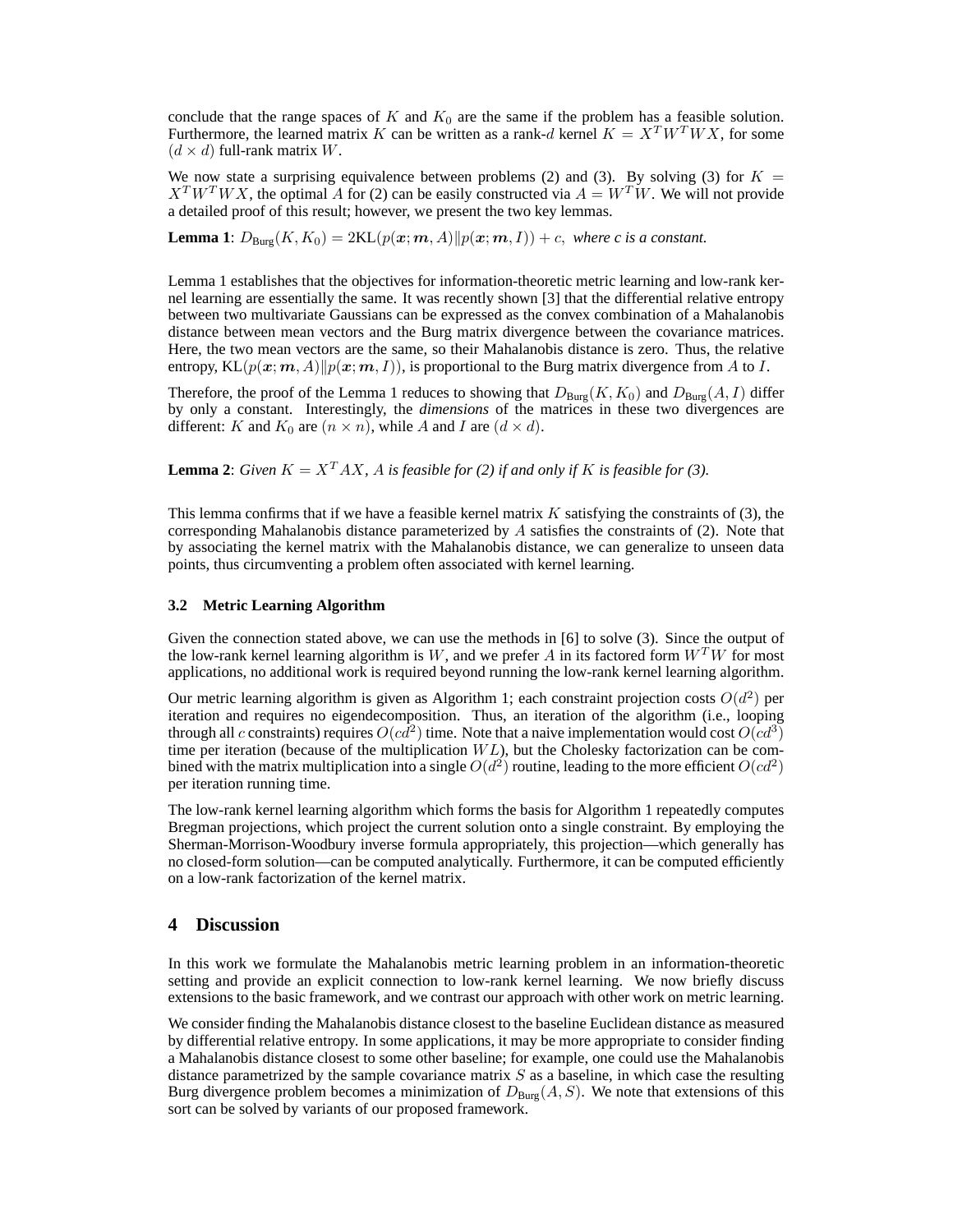conclude that the range spaces of $K$ and $K_0$ are the same if the problem has a feasible solution. Furthermore, the learned matrix $K$ can be written as a rank-$d$ kernel $K = X^T W^T W X$, for some $(d \times d)$ full-rank matrix $W$.

We now state a surprising equivalence between problems (2) and (3). By solving (3) for $K = X^T W^T W X$, the optimal $A$ for (2) can be easily constructed via $A = W^T W$. We will not provide a detailed proof of this result; however, we present the two key lemmas.

**Lemma 1**: $D_{\text{Burg}}(K, K_0) = 2\text{KL}(p(\boldsymbol{x}; \boldsymbol{m}, A) \| p(\boldsymbol{x}; \boldsymbol{m}, I)) + c$, *where c is a constant.*

Lemma 1 establishes that the objectives for information-theoretic metric learning and low-rank kernel learning are essentially the same. It was recently shown [3] that the differential relative entropy between two multivariate Gaussians can be expressed as the convex combination of a Mahalanobis distance between mean vectors and the Burg matrix divergence between the covariance matrices. Here, the two mean vectors are the same, so their Mahalanobis distance is zero. Thus, the relative entropy, $\text{KL}(p(\boldsymbol{x}; \boldsymbol{m}, A) \| p(\boldsymbol{x}; \boldsymbol{m}, I))$, is proportional to the Burg matrix divergence from $A$ to $I$.

Therefore, the proof of the Lemma 1 reduces to showing that $D_{\text{Burg}}(K, K_0)$ and $D_{\text{Burg}}(A, I)$ differ by only a constant. Interestingly, the *dimensions* of the matrices in these two divergences are different: $K$ and $K_0$ are $(n \times n)$, while $A$ and $I$ are $(d \times d)$.

**Lemma 2**: *Given $K = X^T A X$, $A$ is feasible for (2) if and only if $K$ is feasible for (3).*

This lemma confirms that if we have a feasible kernel matrix $K$ satisfying the constraints of (3), the corresponding Mahalanobis distance parameterized by $A$ satisfies the constraints of (2). Note that by associating the kernel matrix with the Mahalanobis distance, we can generalize to unseen data points, thus circumventing a problem often associated with kernel learning.

### 3.2 Metric Learning Algorithm

Given the connection stated above, we can use the methods in [6] to solve (3). Since the output of the low-rank kernel learning algorithm is $W$, and we prefer $A$ in its factored form $W^T W$ for most applications, no additional work is required beyond running the low-rank kernel learning algorithm.

Our metric learning algorithm is given as Algorithm 1; each constraint projection costs $O(d^2)$ per iteration and requires no eigendecomposition. Thus, an iteration of the algorithm (i.e., looping through all $c$ constraints) requires $O(cd^2)$ time. Note that a naive implementation would cost $O(cd^3)$ time per iteration (because of the multiplication $WL$), but the Cholesky factorization can be combined with the matrix multiplication into a single $O(d^2)$ routine, leading to the more efficient $O(cd^2)$ per iteration running time.

The low-rank kernel learning algorithm which forms the basis for Algorithm 1 repeatedly computes Bregman projections, which project the current solution onto a single constraint. By employing the Sherman-Morrison-Woodbury inverse formula appropriately, this projection—which generally has no closed-form solution—can be computed analytically. Furthermore, it can be computed efficiently on a low-rank factorization of the kernel matrix.

## 4 Discussion

In this work we formulate the Mahalanobis metric learning problem in an information-theoretic setting and provide an explicit connection to low-rank kernel learning. We now briefly discuss extensions to the basic framework, and we contrast our approach with other work on metric learning.

We consider finding the Mahalanobis distance closest to the baseline Euclidean distance as measured by differential relative entropy. In some applications, it may be more appropriate to consider finding a Mahalanobis distance closest to some other baseline; for example, one could use the Mahalanobis distance parametrized by the sample covariance matrix $S$ as a baseline, in which case the resulting Burg divergence problem becomes a minimization of $D_{\text{Burg}}(A, S)$. We note that extensions of this sort can be solved by variants of our proposed framework.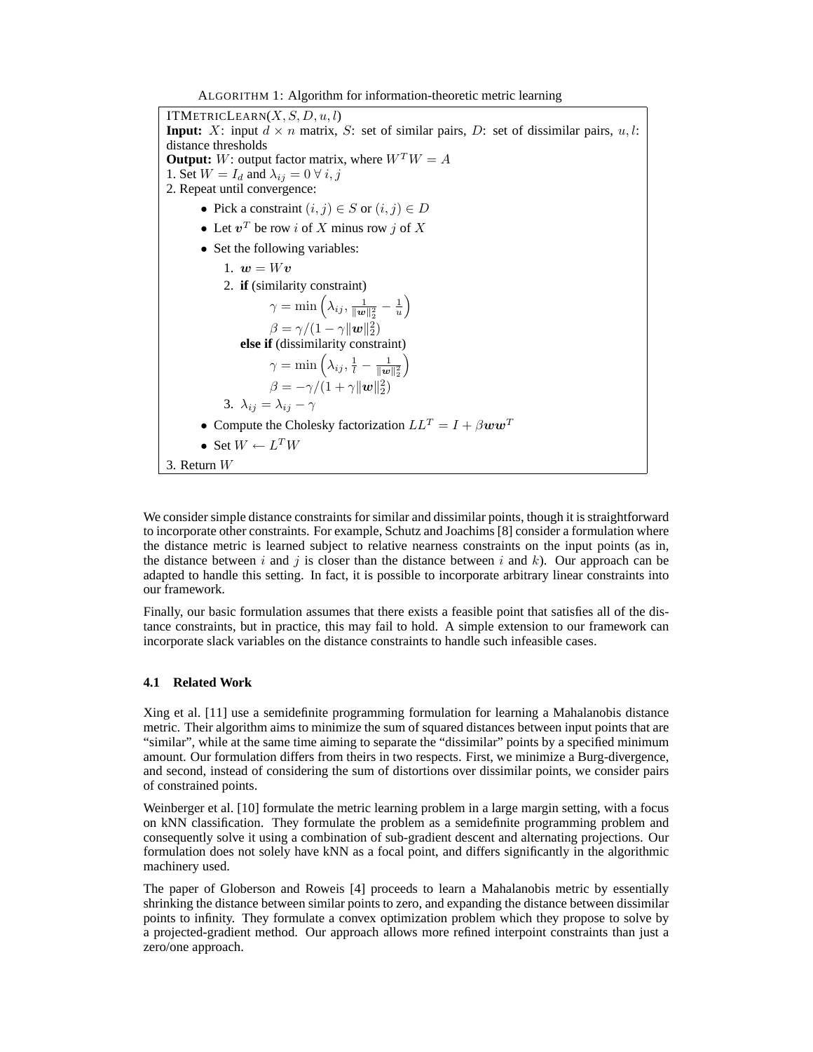ALGORITHM 1: Algorithm for information-theoretic metric learning

ITMETRICLEARN($X, S, D, u, l$)
**Input:** $X$: input $d \times n$ matrix, $S$: set of similar pairs, $D$: set of dissimilar pairs, $u, l$: distance thresholds
**Output:** $W$: output factor matrix, where $W^T W = A$
1. Set $W = I_d$ and $\lambda_{ij} = 0 \; \forall \, i, j$
2. Repeat until convergence:

- Pick a constraint $(i, j) \in S$ or $(i, j) \in D$
- Let $\boldsymbol{v}^T$ be row $i$ of $X$ minus row $j$ of $X$
- Set the following variables:
  1. $\boldsymbol{w} = W\boldsymbol{v}$
  2. **if** (similarity constraint)
     $\gamma = \min\left(\lambda_{ij}, \frac{1}{\|\boldsymbol{w}\|_2^2} - \frac{1}{u}\right)$
     $\beta = \gamma/(1 - \gamma\|\boldsymbol{w}\|_2^2)$
     **else if** (dissimilarity constraint)
     $\gamma = \min\left(\lambda_{ij}, \frac{1}{l} - \frac{1}{\|\boldsymbol{w}\|_2^2}\right)$
     $\beta = -\gamma/(1 + \gamma\|\boldsymbol{w}\|_2^2)$
  3. $\lambda_{ij} = \lambda_{ij} - \gamma$
- Compute the Cholesky factorization $LL^T = I + \beta \boldsymbol{w}\boldsymbol{w}^T$
- Set $W \leftarrow L^T W$

3. Return $W$

We consider simple distance constraints for similar and dissimilar points, though it is straightforward to incorporate other constraints. For example, Schutz and Joachims [8] consider a formulation where the distance metric is learned subject to relative nearness constraints on the input points (as in, the distance between $i$ and $j$ is closer than the distance between $i$ and $k$). Our approach can be adapted to handle this setting. In fact, it is possible to incorporate arbitrary linear constraints into our framework.

Finally, our basic formulation assumes that there exists a feasible point that satisfies all of the distance constraints, but in practice, this may fail to hold. A simple extension to our framework can incorporate slack variables on the distance constraints to handle such infeasible cases.

### 4.1 Related Work

Xing et al. [11] use a semidefinite programming formulation for learning a Mahalanobis distance metric. Their algorithm aims to minimize the sum of squared distances between input points that are "similar", while at the same time aiming to separate the "dissimilar" points by a specified minimum amount. Our formulation differs from theirs in two respects. First, we minimize a Burg-divergence, and second, instead of considering the sum of distortions over dissimilar points, we consider pairs of constrained points.

Weinberger et al. [10] formulate the metric learning problem in a large margin setting, with a focus on kNN classification. They formulate the problem as a semidefinite programming problem and consequently solve it using a combination of sub-gradient descent and alternating projections. Our formulation does not solely have kNN as a focal point, and differs significantly in the algorithmic machinery used.

The paper of Globerson and Roweis [4] proceeds to learn a Mahalanobis metric by essentially shrinking the distance between similar points to zero, and expanding the distance between dissimilar points to infinity. They formulate a convex optimization problem which they propose to solve by a projected-gradient method. Our approach allows more refined interpoint constraints than just a zero/one approach.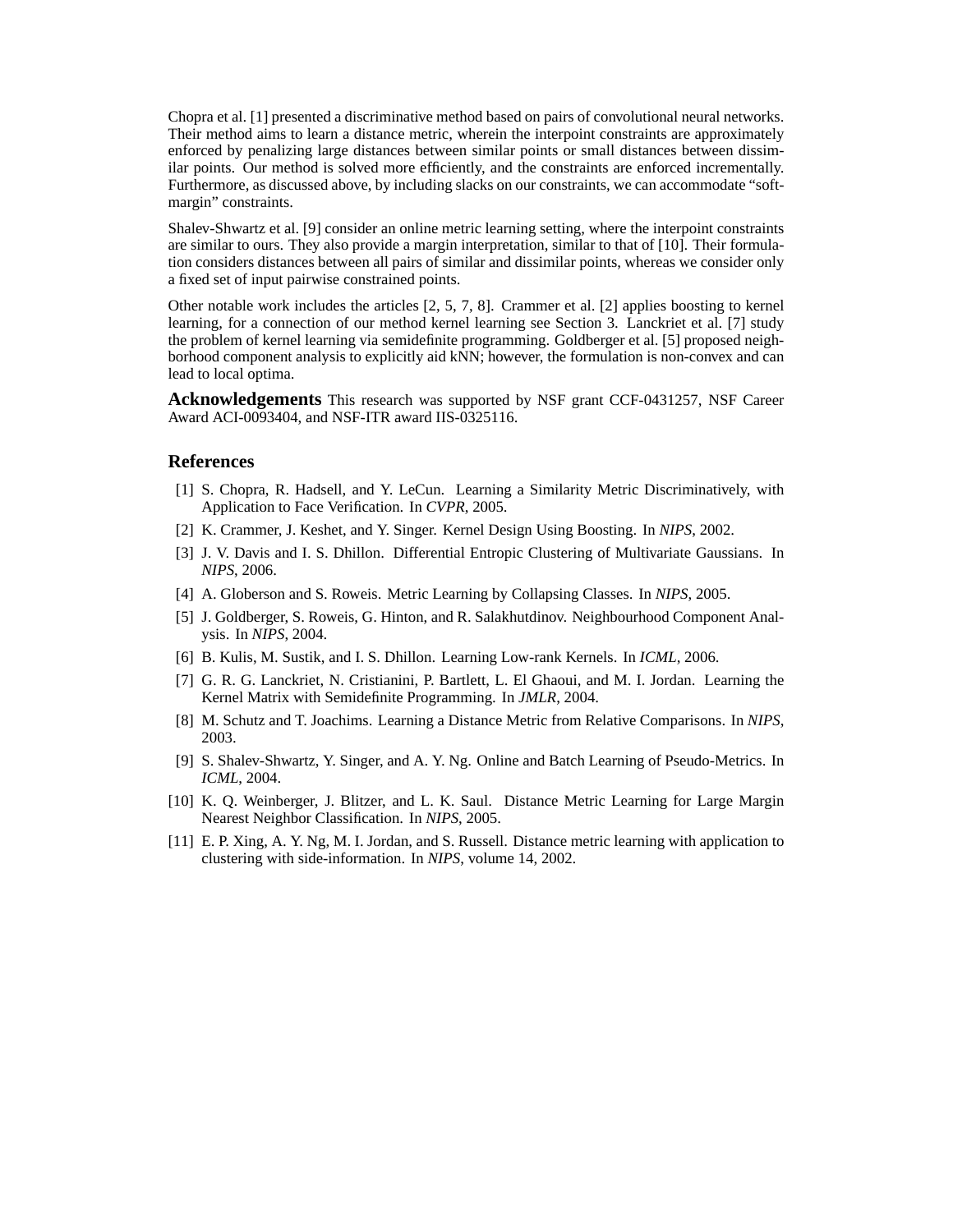Chopra et al. [1] presented a discriminative method based on pairs of convolutional neural networks. Their method aims to learn a distance metric, wherein the interpoint constraints are approximately enforced by penalizing large distances between similar points or small distances between dissimilar points. Our method is solved more efficiently, and the constraints are enforced incrementally. Furthermore, as discussed above, by including slacks on our constraints, we can accommodate "soft-margin" constraints.

Shalev-Shwartz et al. [9] consider an online metric learning setting, where the interpoint constraints are similar to ours. They also provide a margin interpretation, similar to that of [10]. Their formulation considers distances between all pairs of similar and dissimilar points, whereas we consider only a fixed set of input pairwise constrained points.

Other notable work includes the articles [2, 5, 7, 8]. Crammer et al. [2] applies boosting to kernel learning, for a connection of our method kernel learning see Section 3. Lanckriet et al. [7] study the problem of kernel learning via semidefinite programming. Goldberger et al. [5] proposed neighborhood component analysis to explicitly aid kNN; however, the formulation is non-convex and can lead to local optima.

**Acknowledgements** This research was supported by NSF grant CCF-0431257, NSF Career Award ACI-0093404, and NSF-ITR award IIS-0325116.

## References

[1] S. Chopra, R. Hadsell, and Y. LeCun. Learning a Similarity Metric Discriminatively, with Application to Face Verification. In *CVPR*, 2005.

[2] K. Crammer, J. Keshet, and Y. Singer. Kernel Design Using Boosting. In *NIPS*, 2002.

[3] J. V. Davis and I. S. Dhillon. Differential Entropic Clustering of Multivariate Gaussians. In *NIPS*, 2006.

[4] A. Globerson and S. Roweis. Metric Learning by Collapsing Classes. In *NIPS*, 2005.

[5] J. Goldberger, S. Roweis, G. Hinton, and R. Salakhutdinov. Neighbourhood Component Analysis. In *NIPS*, 2004.

[6] B. Kulis, M. Sustik, and I. S. Dhillon. Learning Low-rank Kernels. In *ICML*, 2006.

[7] G. R. G. Lanckriet, N. Cristianini, P. Bartlett, L. El Ghaoui, and M. I. Jordan. Learning the Kernel Matrix with Semidefinite Programming. In *JMLR*, 2004.

[8] M. Schutz and T. Joachims. Learning a Distance Metric from Relative Comparisons. In *NIPS*, 2003.

[9] S. Shalev-Shwartz, Y. Singer, and A. Y. Ng. Online and Batch Learning of Pseudo-Metrics. In *ICML*, 2004.

[10] K. Q. Weinberger, J. Blitzer, and L. K. Saul. Distance Metric Learning for Large Margin Nearest Neighbor Classification. In *NIPS*, 2005.

[11] E. P. Xing, A. Y. Ng, M. I. Jordan, and S. Russell. Distance metric learning with application to clustering with side-information. In *NIPS*, volume 14, 2002.